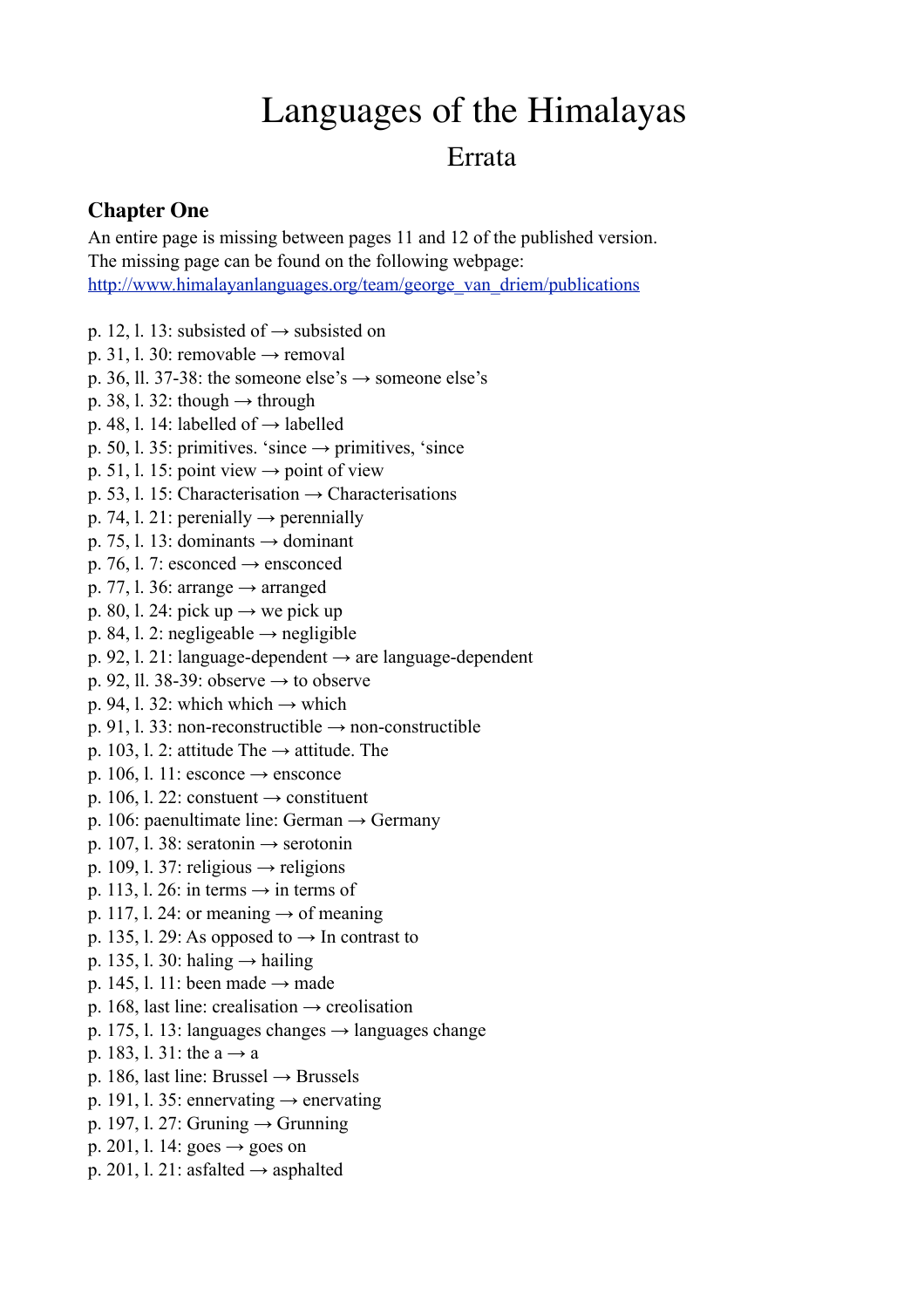# Languages of the Himalayas

## Errata

### Chapter One

An entire page is missing between pages 11 and 12 of the published version.
The missing page can be found on the following webpage:
[http://www.himalayanlanguages.org/team/george_van_driem/publications](http://www.himalayanlanguages.org/team/george_van_driem/publications)

p. 12, l. 13: subsisted of → subsisted on
p. 31, l. 30: removable → removal
p. 36, ll. 37-38: the someone else's → someone else's
p. 38, l. 32: though → through
p. 48, l. 14: labelled of → labelled
p. 50, l. 35: primitives. 'since → primitives, 'since
p. 51, l. 15: point view → point of view
p. 53, l. 15: Characterisation → Characterisations
p. 74, l. 21: perenially → perennially
p. 75, l. 13: dominants → dominant
p. 76, l. 7: esconced → ensconced
p. 77, l. 36: arrange → arranged
p. 80, l. 24: pick up → we pick up
p. 84, l. 2: negligeable → negligible
p. 92, l. 21: language-dependent → are language-dependent
p. 92, ll. 38-39: observe → to observe
p. 94, l. 32: which which → which
p. 91, l. 33: non-reconstructible → non-constructible
p. 103, l. 2: attitude The → attitude. The
p. 106, l. 11: esconce → ensconce
p. 106, l. 22: constuent → constituent
p. 106: paenultimate line: German → Germany
p. 107, l. 38: seratonin → serotonin
p. 109, l. 37: religious → religions
p. 113, l. 26: in terms → in terms of
p. 117, l. 24: or meaning → of meaning
p. 135, l. 29: As opposed to → In contrast to
p. 135, l. 30: haling → hailing
p. 145, l. 11: been made → made
p. 168, last line: crealisation → creolisation
p. 175, l. 13: languages changes → languages change
p. 183, l. 31: the a → a
p. 186, last line: Brussel → Brussels
p. 191, l. 35: ennervating → enervating
p. 197, l. 27: Gruning → Grunning
p. 201, l. 14: goes → goes on
p. 201, l. 21: asfalted → asphalted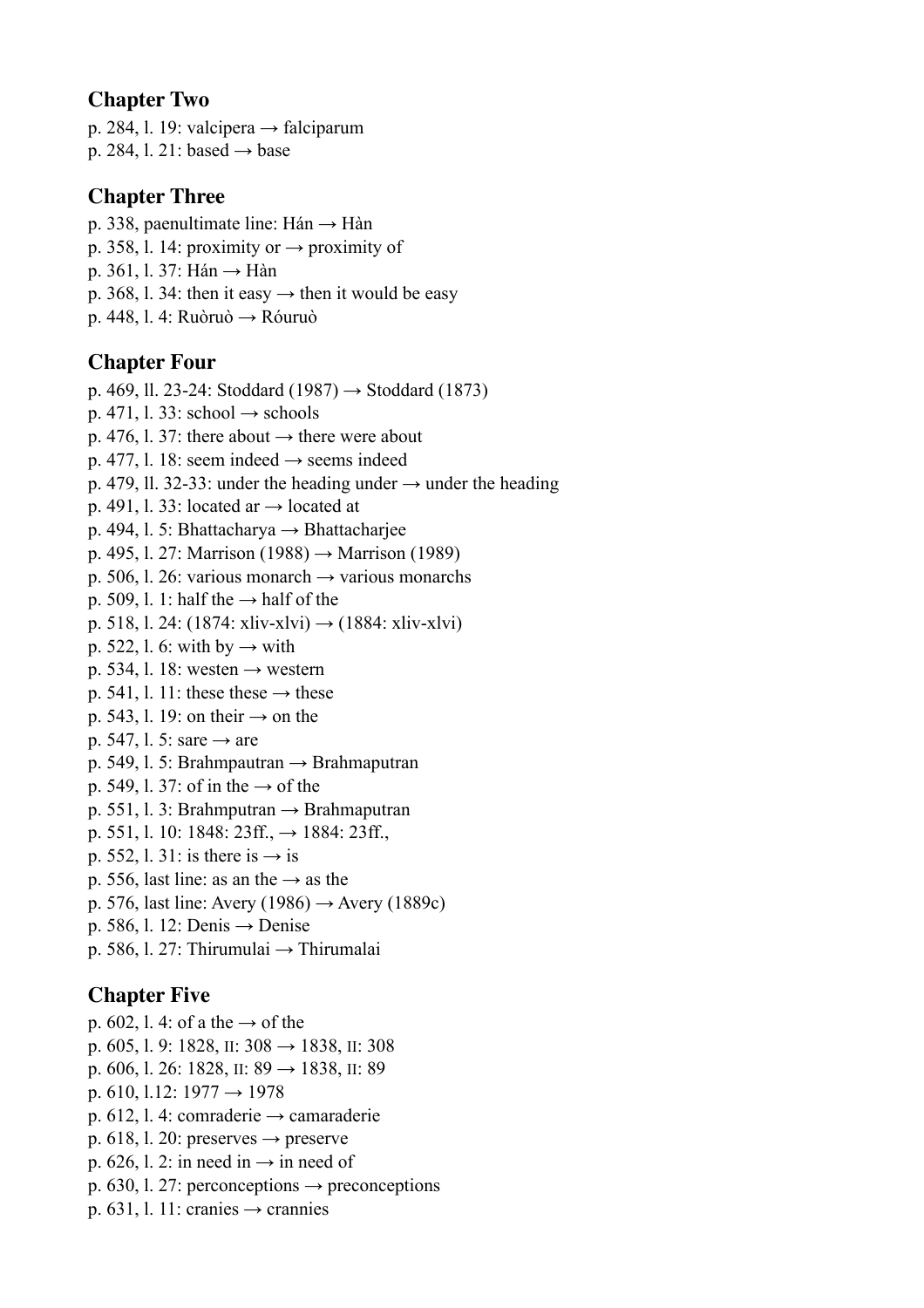## Chapter Two

p. 284, l. 19: valcipera → falciparum
p. 284, l. 21: based → base

## Chapter Three

p. 338, paenultimate line: Hán → Hàn
p. 358, l. 14: proximity or → proximity of
p. 361, l. 37: Hán → Hàn
p. 368, l. 34: then it easy → then it would be easy
p. 448, l. 4: Ruòruò → Róuruò

## Chapter Four

p. 469, ll. 23-24: Stoddard (1987) → Stoddard (1873)
p. 471, l. 33: school → schools
p. 476, l. 37: there about → there were about
p. 477, l. 18: seem indeed → seems indeed
p. 479, ll. 32-33: under the heading under → under the heading
p. 491, l. 33: located ar → located at
p. 494, l. 5: Bhattacharya → Bhattacharjee
p. 495, l. 27: Marrison (1988) → Marrison (1989)
p. 506, l. 26: various monarch → various monarchs
p. 509, l. 1: half the → half of the
p. 518, l. 24: (1874: xliv-xlvi) → (1884: xliv-xlvi)
p. 522, l. 6: with by → with
p. 534, l. 18: westen → western
p. 541, l. 11: these these → these
p. 543, l. 19: on their → on the
p. 547, l. 5: sare → are
p. 549, l. 5: Brahmpautran → Brahmaputran
p. 549, l. 37: of in the → of the
p. 551, l. 3: Brahmputran → Brahmaputran
p. 551, l. 10: 1848: 23ff., → 1884: 23ff.,
p. 552, l. 31: is there is → is
p. 556, last line: as an the → as the
p. 576, last line: Avery (1986) → Avery (1889c)
p. 586, l. 12: Denis → Denise
p. 586, l. 27: Thirumulai → Thirumalai

## Chapter Five

p. 602, l. 4: of a the → of the
p. 605, l. 9: 1828, II: 308 → 1838, II: 308
p. 606, l. 26: 1828, II: 89 → 1838, II: 89
p. 610, l.12: 1977 → 1978
p. 612, l. 4: comraderie → camaraderie
p. 618, l. 20: preserves → preserve
p. 626, l. 2: in need in → in need of
p. 630, l. 27: perconceptions → preconceptions
p. 631, l. 11: cranies → crannies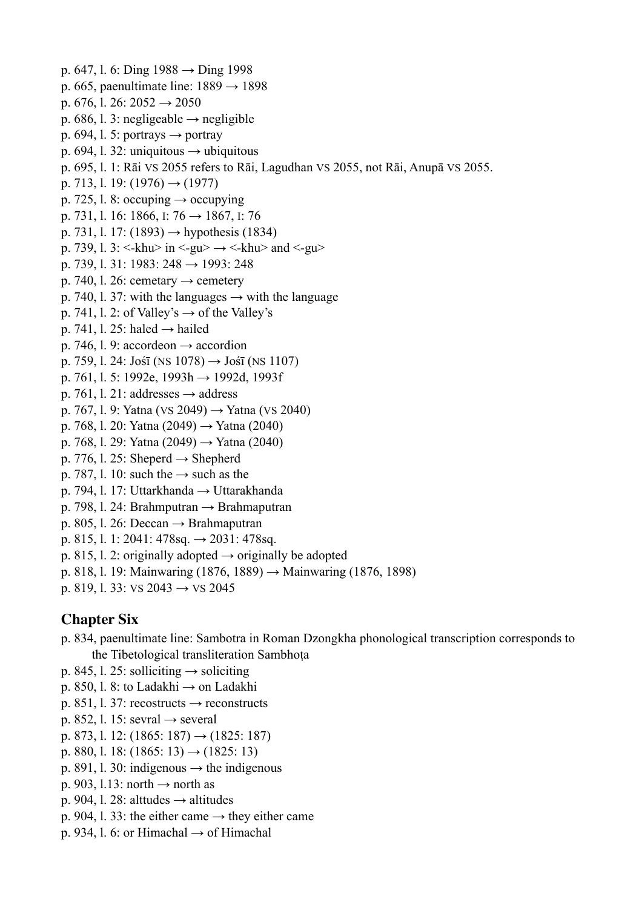p. 647, l. 6: Ding 1988 → Ding 1998
p. 665, paenultimate line: 1889 → 1898
p. 676, l. 26: 2052 → 2050
p. 686, l. 3: negligeable → negligible
p. 694, l. 5: portrays → portray
p. 694, l. 32: uniquitous → ubiquitous
p. 695, l. 1: Rāi VS 2055 refers to Rāi, Lagudhan VS 2055, not Rāi, Anupā VS 2055.
p. 713, l. 19: (1976) → (1977)
p. 725, l. 8: occuping → occupying
p. 731, l. 16: 1866, I: 76 → 1867, I: 76
p. 731, l. 17: (1893) → hypothesis (1834)
p. 739, l. 3: <-khu> in <-gu> → <-khu> and <-gu>
p. 739, l. 31: 1983: 248 → 1993: 248
p. 740, l. 26: cemetary → cemetery
p. 740, l. 37: with the languages → with the language
p. 741, l. 2: of Valley's → of the Valley's
p. 741, l. 25: haled → hailed
p. 746, l. 9: accordeon → accordion
p. 759, l. 24: Jośī (NS 1078) → Jośī (NS 1107)
p. 761, l. 5: 1992e, 1993h → 1992d, 1993f
p. 761, l. 21: addresses → address
p. 767, l. 9: Yatna (VS 2049) → Yatna (VS 2040)
p. 768, l. 20: Yatna (2049) → Yatna (2040)
p. 768, l. 29: Yatna (2049) → Yatna (2040)
p. 776, l. 25: Sheperd → Shepherd
p. 787, l. 10: such the → such as the
p. 794, l. 17: Uttarkhanda → Uttarakhanda
p. 798, l. 24: Brahmputran → Brahmaputran
p. 805, l. 26: Deccan → Brahmaputran
p. 815, l. 1: 2041: 478sq. → 2031: 478sq.
p. 815, l. 2: originally adopted → originally be adopted
p. 818, l. 19: Mainwaring (1876, 1889) → Mainwaring (1876, 1898)
p. 819, l. 33: VS 2043 → VS 2045

## Chapter Six

p. 834, paenultimate line: Sambotra in Roman Dzongkha phonological transcription corresponds to the Tibetological transliteration Sambhoṭa
p. 845, l. 25: solliciting → soliciting
p. 850, l. 8: to Ladakhi → on Ladakhi
p. 851, l. 37: recostructs → reconstructs
p. 852, l. 15: sevral → several
p. 873, l. 12: (1865: 187) → (1825: 187)
p. 880, l. 18: (1865: 13) → (1825: 13)
p. 891, l. 30: indigenous → the indigenous
p. 903, l.13: north → north as
p. 904, l. 28: alttudes → altitudes
p. 904, l. 33: the either came → they either came
p. 934, l. 6: or Himachal → of Himachal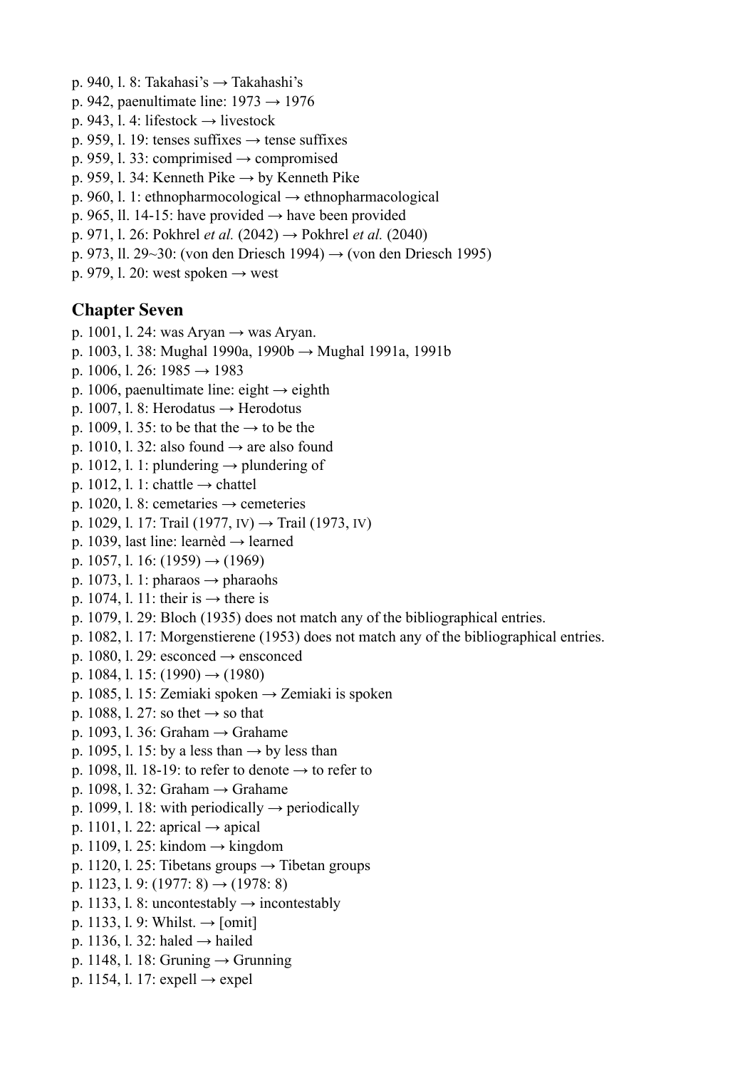p. 940, l. 8: Takahasi's → Takahashi's
p. 942, paenultimate line: 1973 → 1976
p. 943, l. 4: lifestock → livestock
p. 959, l. 19: tenses suffixes → tense suffixes
p. 959, l. 33: comprimised → compromised
p. 959, l. 34: Kenneth Pike → by Kenneth Pike
p. 960, l. 1: ethnopharmocological → ethnopharmacological
p. 965, ll. 14-15: have provided → have been provided
p. 971, l. 26: Pokhrel *et al.* (2042) → Pokhrel *et al.* (2040)
p. 973, ll. 29~30: (von den Driesch 1994) → (von den Driesch 1995)
p. 979, l. 20: west spoken → west

## Chapter Seven

p. 1001, l. 24: was Aryan → was Aryan.
p. 1003, l. 38: Mughal 1990a, 1990b → Mughal 1991a, 1991b
p. 1006, l. 26: 1985 → 1983
p. 1006, paenultimate line: eight → eighth
p. 1007, l. 8: Herodatus → Herodotus
p. 1009, l. 35: to be that the → to be the
p. 1010, l. 32: also found → are also found
p. 1012, l. 1: plundering → plundering of
p. 1012, l. 1: chattle → chattel
p. 1020, l. 8: cemetaries → cemeteries
p. 1029, l. 17: Trail (1977, IV) → Trail (1973, IV)
p. 1039, last line: learnèd → learned
p. 1057, l. 16: (1959) → (1969)
p. 1073, l. 1: pharaos → pharaohs
p. 1074, l. 11: their is → there is
p. 1079, l. 29: Bloch (1935) does not match any of the bibliographical entries.
p. 1082, l. 17: Morgenstierene (1953) does not match any of the bibliographical entries.
p. 1080, l. 29: esconced → ensconced
p. 1084, l. 15: (1990) → (1980)
p. 1085, l. 15: Zemiaki spoken → Zemiaki is spoken
p. 1088, l. 27: so thet → so that
p. 1093, l. 36: Graham → Grahame
p. 1095, l. 15: by a less than → by less than
p. 1098, ll. 18-19: to refer to denote → to refer to
p. 1098, l. 32: Graham → Grahame
p. 1099, l. 18: with periodically → periodically
p. 1101, l. 22: aprical → apical
p. 1109, l. 25: kindom → kingdom
p. 1120, l. 25: Tibetans groups → Tibetan groups
p. 1123, l. 9: (1977: 8) → (1978: 8)
p. 1133, l. 8: uncontestably → incontestably
p. 1133, l. 9: Whilst. → [omit]
p. 1136, l. 32: haled → hailed
p. 1148, l. 18: Gruning → Grunning
p. 1154, l. 17: expell → expel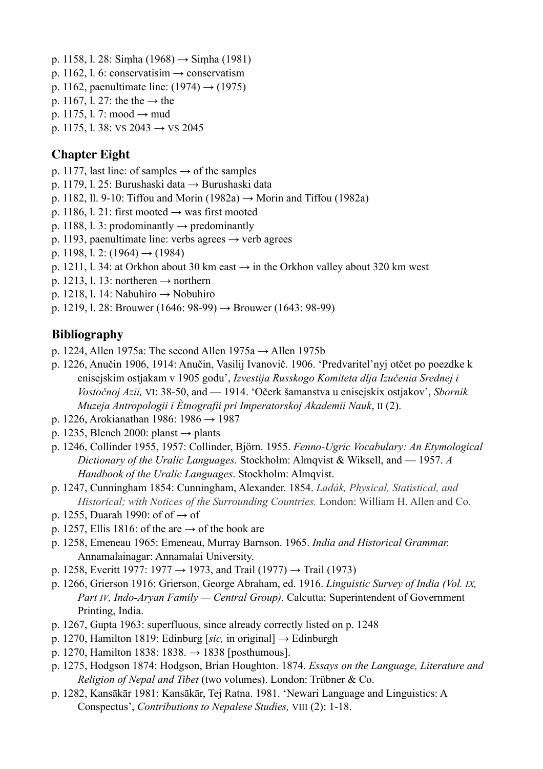p. 1158, l. 28: Siṃha (1968) → Siṃha (1981)
p. 1162, l. 6: conservatisim → conservatism
p. 1162, paenultimate line: (1974) → (1975)
p. 1167, l. 27: the the → the
p. 1175, l. 7: mood → mud
p. 1175, l. 38: VS 2043 → VS 2045

## Chapter Eight

p. 1177, last line: of samples → of the samples
p. 1179, l. 25: Burushaski data → Burushaski data
p. 1182, ll. 9-10: Tiffou and Morin (1982a) → Morin and Tiffou (1982a)
p. 1186, l. 21: first mooted → was first mooted
p. 1188, l. 3: prodominantly → predominantly
p. 1193, paenultimate line: verbs agrees → verb agrees
p. 1198, l. 2: (1964) → (1984)
p. 1211, l. 34: at Orkhon about 30 km east → in the Orkhon valley about 320 km west
p. 1213, l. 13: northeren → northern
p. 1218, l. 14: Nabuhiro → Nobuhiro
p. 1219, l. 28: Brouwer (1646: 98-99) → Brouwer (1643: 98-99)

## Bibliography

p. 1224, Allen 1975a: The second Allen 1975a → Allen 1975b
p. 1226, Anučin 1906, 1914: Anučin, Vasilij Ivanovič. 1906. 'Predvaritel'nyj otčet po poezdke k enisejskim ostjakam v 1905 godu', *Izvestija Russkogo Komiteta dlja Izučenia Srednej i Vostočnoj Azii,* VI: 38-50, and — 1914. 'Očerk šamanstva u enisejskix ostjakov', *Sbornik Muzeja Antropologii i Ètnografii pri Imperatorskoj Akademii Nauk*, II (2).
p. 1226, Arokianathan 1986: 1986 → 1987
p. 1235, Blench 2000: planst → plants
p. 1246, Collinder 1955, 1957: Collinder, Björn. 1955. *Fenno-Ugric Vocabulary: An Etymological Dictionary of the Uralic Languages.* Stockholm: Almqvist & Wiksell, and — 1957. *A Handbook of the Uralic Languages*. Stockholm: Almqvist.
p. 1247, Cunningham 1854: Cunningham, Alexander. 1854. *Ladák, Physical, Statistical, and Historical; with Notices of the Surrounding Countries.* London: William H. Allen and Co.
p. 1255, Duarah 1990: of of → of
p. 1257, Ellis 1816: of the are → of the book are
p. 1258, Emeneau 1965: Emeneau, Murray Barnson. 1965. *India and Historical Grammar.* Annamalainagar: Annamalai University.
p. 1258, Everitt 1977: 1977 → 1973, and Trail (1977) → Trail (1973)
p. 1266, Grierson 1916: Grierson, George Abraham, ed. 1916. *Linguistic Survey of India (Vol. IX, Part IV, Indo-Aryan Family — Central Group).* Calcutta: Superintendent of Government Printing, India.
p. 1267, Gupta 1963: superfluous, since already correctly listed on p. 1248
p. 1270, Hamilton 1819: Edinburg [*sic,* in original] → Edinburgh
p. 1270, Hamilton 1838: 1838. → 1838 [posthumous].
p. 1275, Hodgson 1874: Hodgson, Brian Houghton. 1874. *Essays on the Language, Literature and Religion of Nepal and Tibet* (two volumes). London: Trübner & Co.
p. 1282, Kansākār 1981: Kansākār, Tej Ratna. 1981. 'Newari Language and Linguistics: A Conspectus', *Contributions to Nepalese Studies,* VIII (2): 1-18.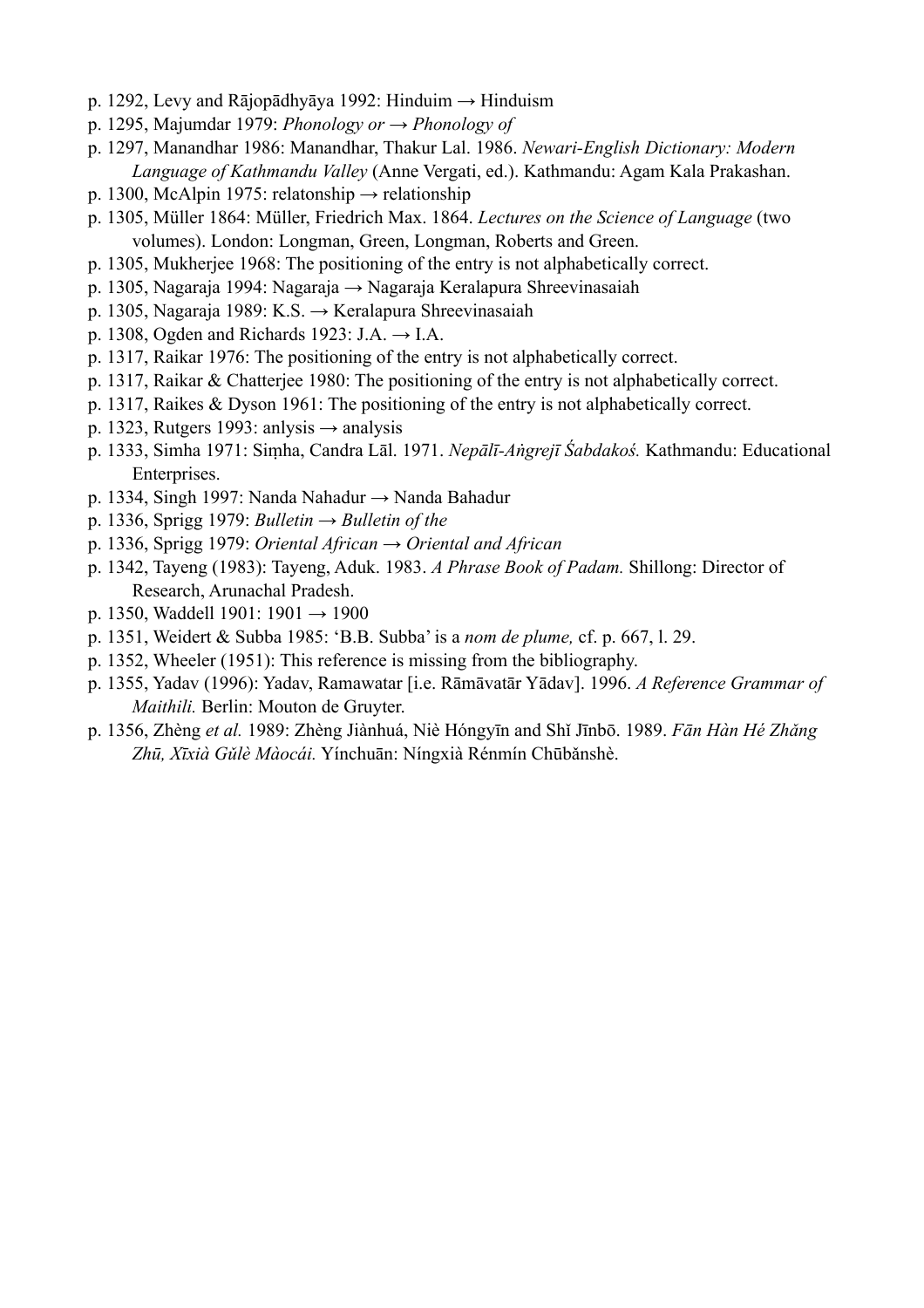p. 1292, Levy and Rājopādhyāya 1992: Hinduim → Hinduism

p. 1295, Majumdar 1979: *Phonology or* → *Phonology of*

p. 1297, Manandhar 1986: Manandhar, Thakur Lal. 1986. *Newari-English Dictionary: Modern Language of Kathmandu Valley* (Anne Vergati, ed.). Kathmandu: Agam Kala Prakashan.

p. 1300, McAlpin 1975: relatonship → relationship

p. 1305, Müller 1864: Müller, Friedrich Max. 1864. *Lectures on the Science of Language* (two volumes). London: Longman, Green, Longman, Roberts and Green.

p. 1305, Mukherjee 1968: The positioning of the entry is not alphabetically correct.

p. 1305, Nagaraja 1994: Nagaraja → Nagaraja Keralapura Shreevinasaiah

p. 1305, Nagaraja 1989: K.S. → Keralapura Shreevinasaiah

p. 1308, Ogden and Richards 1923: J.A. → I.A.

p. 1317, Raikar 1976: The positioning of the entry is not alphabetically correct.

p. 1317, Raikar & Chatterjee 1980: The positioning of the entry is not alphabetically correct.

p. 1317, Raikes & Dyson 1961: The positioning of the entry is not alphabetically correct.

p. 1323, Rutgers 1993: anlysis → analysis

p. 1333, Simha 1971: Siṃha, Candra Lāl. 1971. *Nepālī-Aṅgrejī Śabdakoś.* Kathmandu: Educational Enterprises.

p. 1334, Singh 1997: Nanda Nahadur → Nanda Bahadur

p. 1336, Sprigg 1979: *Bulletin* → *Bulletin of the*

p. 1336, Sprigg 1979: *Oriental African* → *Oriental and African*

p. 1342, Tayeng (1983): Tayeng, Aduk. 1983. *A Phrase Book of Padam.* Shillong: Director of Research, Arunachal Pradesh.

p. 1350, Waddell 1901: 1901 → 1900

p. 1351, Weidert & Subba 1985: 'B.B. Subba' is a *nom de plume,* cf. p. 667, l. 29.

p. 1352, Wheeler (1951): This reference is missing from the bibliography.

p. 1355, Yadav (1996): Yadav, Ramawatar [i.e. Rāmāvatār Yādav]. 1996. *A Reference Grammar of Maithili.* Berlin: Mouton de Gruyter.

p. 1356, Zhèng *et al.* 1989: Zhèng Jiànhuá, Niè Hóngyīn and Shǐ Jīnbō. 1989. *Fān Hàn Hé Zhǎng Zhū, Xīxià Gǔlè Màocái.* Yínchuān: Níngxià Rénmín Chūbǎnshè.